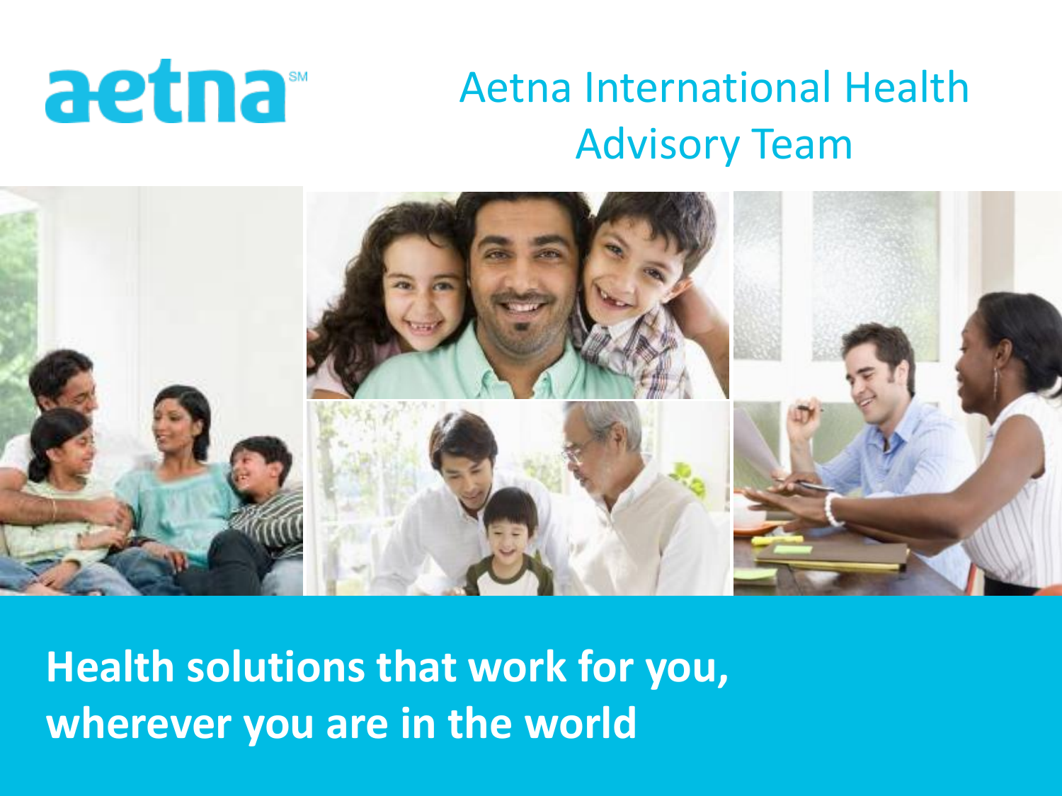aetna℠

# Aetna International Health Advisory Team

**Health solutions that work for you, wherever you are in the world**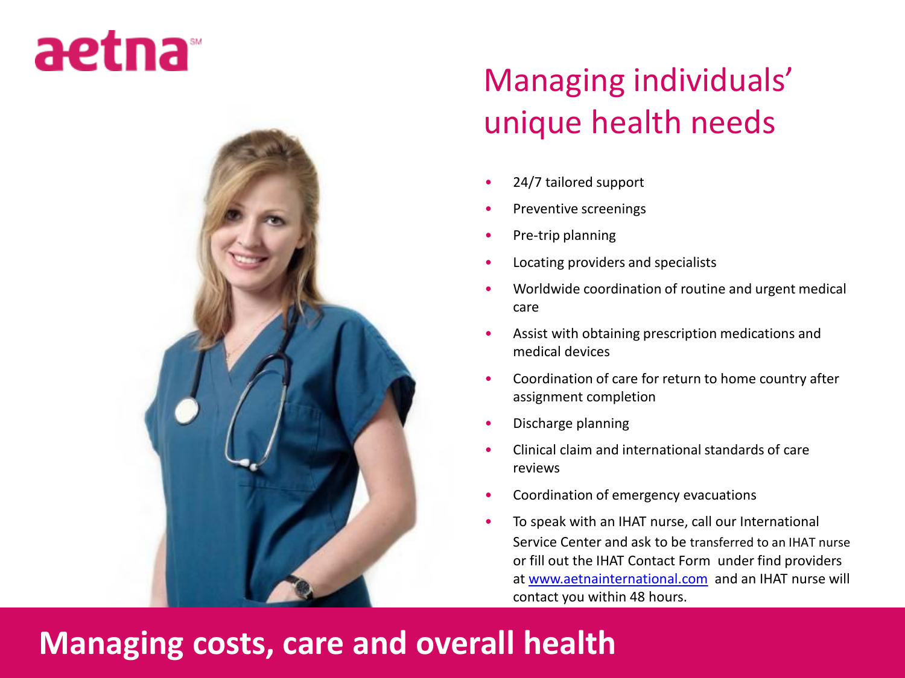aetna[SM]

# Managing individuals' unique health needs

- 24/7 tailored support
- Preventive screenings
- Pre-trip planning
- Locating providers and specialists
- Worldwide coordination of routine and urgent medical care
- Assist with obtaining prescription medications and medical devices
- Coordination of care for return to home country after assignment completion
- Discharge planning
- Clinical claim and international standards of care reviews
- Coordination of emergency evacuations
- To speak with an IHAT nurse, call our International Service Center and ask to be transferred to an IHAT nurse or fill out the IHAT Contact Form under find providers at [www.aetnainternational.com](http://www.aetnainternational.com) and an IHAT nurse will contact you within 48 hours.

## Managing costs, care and overall health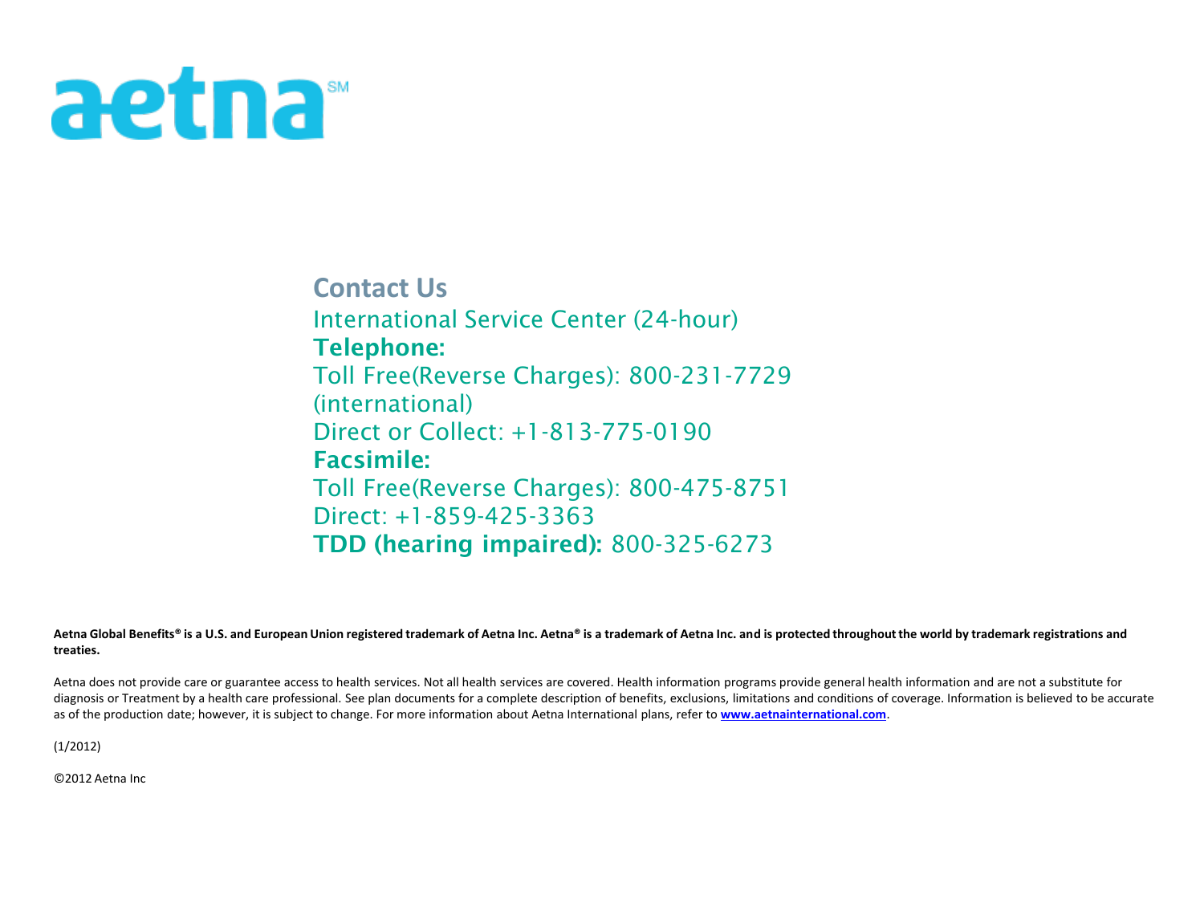aetna[SM]

## Contact Us

International Service Center (24-hour)

**Telephone:**

Toll Free(Reverse Charges): 800-231-7729 (international)

Direct or Collect: +1-813-775-0190

**Facsimile:**

Toll Free(Reverse Charges): 800-475-8751

Direct: +1-859-425-3363

**TDD (hearing impaired):** 800-325-6273

**Aetna Global Benefits® is a U.S. and European Union registered trademark of Aetna Inc. Aetna® is a trademark of Aetna Inc. and is protected throughout the world by trademark registrations and treaties.**

Aetna does not provide care or guarantee access to health services. Not all health services are covered. Health information programs provide general health information and are not a substitute for diagnosis or Treatment by a health care professional. See plan documents for a complete description of benefits, exclusions, limitations and conditions of coverage. Information is believed to be accurate as of the production date; however, it is subject to change. For more information about Aetna International plans, refer to **www.aetnainternational.com**.

(1/2012)

©2012 Aetna Inc